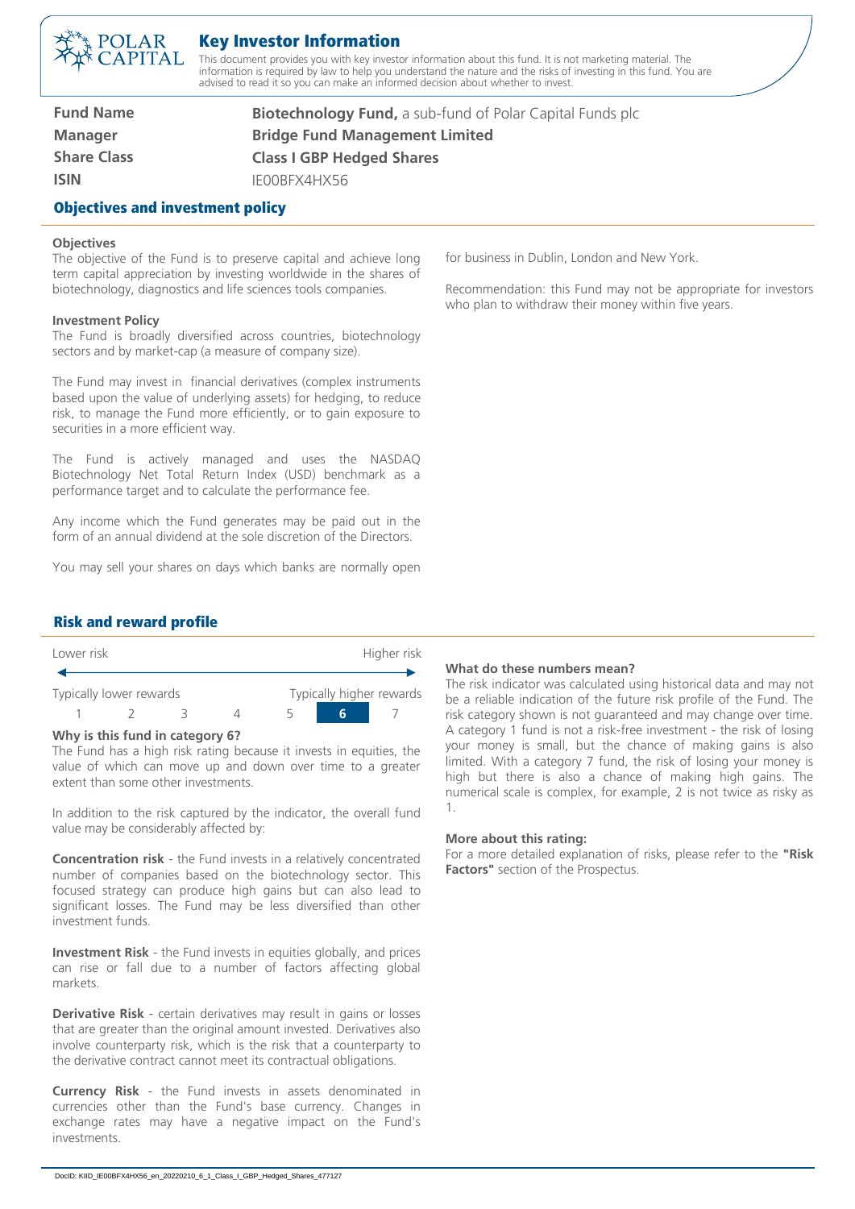# Key Investor Information

This document provides you with key investor information about this fund. It is not marketing material. The information is required by law to help you understand the nature and the risks of investing in this fund. You are advised to read it so you can make an informed decision about whether to invest.

| | |
|---|---|
| **Fund Name** | **Biotechnology Fund,** a sub-fund of Polar Capital Funds plc |
| **Manager** | **Bridge Fund Management Limited** |
| **Share Class** | **Class I GBP Hedged Shares** |
| **ISIN** | IE00BFX4HX56 |

## Objectives and investment policy

**Objectives**

The objective of the Fund is to preserve capital and achieve long term capital appreciation by investing worldwide in the shares of biotechnology, diagnostics and life sciences tools companies.

**Investment Policy**

The Fund is broadly diversified across countries, biotechnology sectors and by market-cap (a measure of company size).

The Fund may invest in financial derivatives (complex instruments based upon the value of underlying assets) for hedging, to reduce risk, to manage the Fund more efficiently, or to gain exposure to securities in a more efficient way.

The Fund is actively managed and uses the NASDAQ Biotechnology Net Total Return Index (USD) benchmark as a performance target and to calculate the performance fee.

Any income which the Fund generates may be paid out in the form of an annual dividend at the sole discretion of the Directors.

You may sell your shares on days which banks are normally open for business in Dublin, London and New York.

Recommendation: this Fund may not be appropriate for investors who plan to withdraw their money within five years.

## Risk and reward profile

| Lower risk | | | | | | Higher risk |
|---|---|---|---|---|---|---|
| Typically lower rewards | | | | | | Typically higher rewards |
| 1 | 2 | 3 | 4 | 5 | **6** | 7 |

**Why is this fund in category 6?**

The Fund has a high risk rating because it invests in equities, the value of which can move up and down over time to a greater extent than some other investments.

In addition to the risk captured by the indicator, the overall fund value may be considerably affected by:

**Concentration risk** - the Fund invests in a relatively concentrated number of companies based on the biotechnology sector. This focused strategy can produce high gains but can also lead to significant losses. The Fund may be less diversified than other investment funds.

**Investment Risk** - the Fund invests in equities globally, and prices can rise or fall due to a number of factors affecting global markets.

**Derivative Risk** - certain derivatives may result in gains or losses that are greater than the original amount invested. Derivatives also involve counterparty risk, which is the risk that a counterparty to the derivative contract cannot meet its contractual obligations.

**Currency Risk** - the Fund invests in assets denominated in currencies other than the Fund's base currency. Changes in exchange rates may have a negative impact on the Fund's investments.

**What do these numbers mean?**

The risk indicator was calculated using historical data and may not be a reliable indication of the future risk profile of the Fund. The risk category shown is not guaranteed and may change over time. A category 1 fund is not a risk-free investment - the risk of losing your money is small, but the chance of making gains is also limited. With a category 7 fund, the risk of losing your money is high but there is also a chance of making high gains. The numerical scale is complex, for example, 2 is not twice as risky as 1.

**More about this rating:**

For a more detailed explanation of risks, please refer to the **"Risk Factors"** section of the Prospectus.

DocID: KIID_IE00BFX4HX56_en_20220210_6_1_Class_I_GBP_Hedged_Shares_477127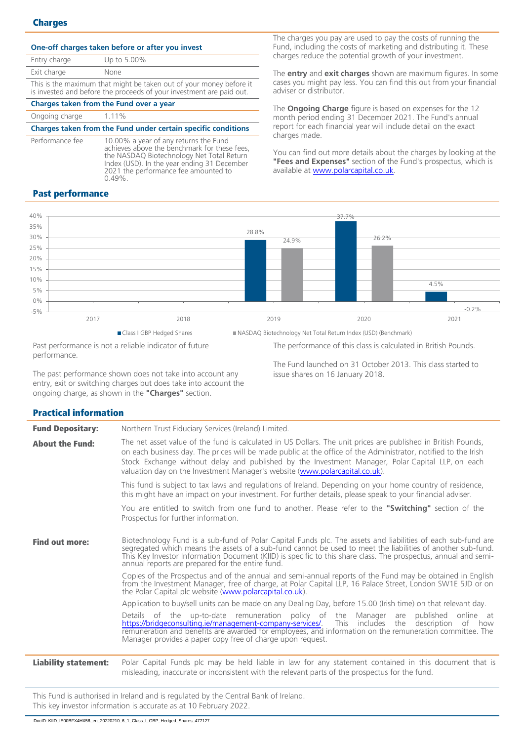## Charges

| One-off charges taken before or after you invest | |
|---|---|
| Entry charge | Up to 5.00% |
| Exit charge | None |
| This is the maximum that might be taken out of your money before it is invested and before the proceeds of your investment are paid out. | |
| **Charges taken from the Fund over a year** | |
| Ongoing charge | 1.11% |
| **Charges taken from the Fund under certain specific conditions** | |
| Performance fee | 10.00% a year of any returns the Fund achieves above the benchmark for these fees, the NASDAQ Biotechnology Net Total Return Index (USD). In the year ending 31 December 2021 the performance fee amounted to 0.49%. |

The charges you pay are used to pay the costs of running the Fund, including the costs of marketing and distributing it. These charges reduce the potential growth of your investment.

The **entry** and **exit charges** shown are maximum figures. In some cases you might pay less. You can find this out from your financial adviser or distributor.

The **Ongoing Charge** figure is based on expenses for the 12 month period ending 31 December 2021. The Fund's annual report for each financial year will include detail on the exact charges made.

You can find out more details about the charges by looking at the **"Fees and Expenses"** section of the Fund's prospectus, which is available at www.polarcapital.co.uk.

## Past performance

40%
35%
30%
25%
20%
15%
10%
5%
0%
-5%

2017
2018
2019: 28.8% 24.9%
2020: 37.7% 26.2%
2021: 4.5% -0.2%

Class I GBP Hedged Shares
NASDAQ Biotechnology Net Total Return Index (USD) (Benchmark)

Past performance is not a reliable indicator of future performance.

The past performance shown does not take into account any entry, exit or switching charges but does take into account the ongoing charge, as shown in the **"Charges"** section.

The performance of this class is calculated in British Pounds.

The Fund launched on 31 October 2013. This class started to issue shares on 16 January 2018.

## Practical information

**Fund Depositary:** Northern Trust Fiduciary Services (Ireland) Limited.

**About the Fund:** The net asset value of the fund is calculated in US Dollars. The unit prices are published in British Pounds, on each business day. The prices will be made public at the office of the Administrator, notified to the Irish Stock Exchange without delay and published by the Investment Manager, Polar Capital LLP, on each valuation day on the Investment Manager's website (www.polarcapital.co.uk).

This fund is subject to tax laws and regulations of Ireland. Depending on your home country of residence, this might have an impact on your investment. For further details, please speak to your financial adviser.

You are entitled to switch from one fund to another. Please refer to the **"Switching"** section of the Prospectus for further information.

**Find out more:** Biotechnology Fund is a sub-fund of Polar Capital Funds plc. The assets and liabilities of each sub-fund are segregated which means the assets of a sub-fund cannot be used to meet the liabilities of another sub-fund. This Key Investor Information Document (KIID) is specific to this share class. The prospectus, annual and semi-annual reports are prepared for the entire fund.

Copies of the Prospectus and of the annual and semi-annual reports of the Fund may be obtained in English from the Investment Manager, free of charge, at Polar Capital LLP, 16 Palace Street, London SW1E 5JD or on the Polar Capital plc website (www.polarcapital.co.uk).

Application to buy/sell units can be made on any Dealing Day, before 15.00 (Irish time) on that relevant day.

Details of the up-to-date remuneration policy of the Manager are published online at https://bridgeconsulting.ie/management-company-services/. This includes the description of how remuneration and benefits are awarded for employees, and information on the remuneration committee. The Manager provides a paper copy free of charge upon request.

**Liability statement:** Polar Capital Funds plc may be held liable in law for any statement contained in this document that is misleading, inaccurate or inconsistent with the relevant parts of the prospectus for the fund.

This Fund is authorised in Ireland and is regulated by the Central Bank of Ireland.
This key investor information is accurate as at 10 February 2022.

DocID: KIID_IE00BFX4HX56_en_20220210_6_1_Class_I_GBP_Hedged_Shares_477127